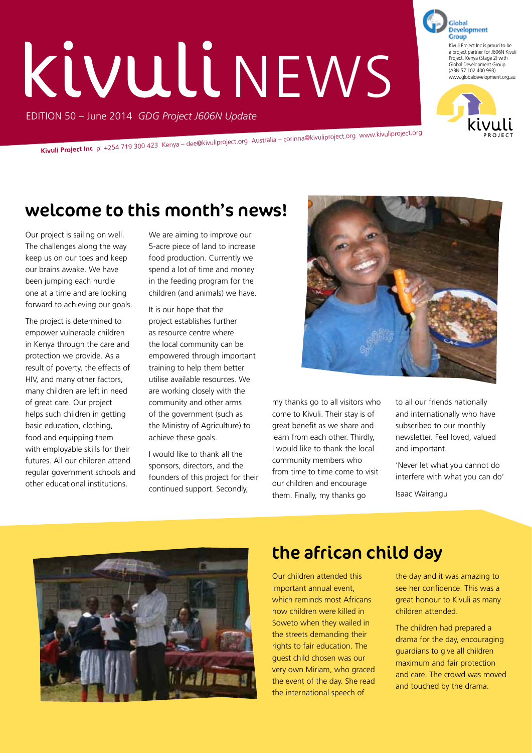# kivuli NEWS

EDITION 50 – June 2014 *GDG Project J606N Update*

Global Development Group

Kivuli Project Inc is proud to be a project partner for J606N Kivuli Project, Kenya (Stage 2) with Global Development Group (ABN 57 102 400 993) www.globaldevelopment.org.au

kivuli PROJECT

**Kivuli Project Inc** p: +254 719 300 423 Kenya – dee@kivuliproject.org Australia – corinna@kivuliproject.org www.kivuliproject.org

## welcome to this month's news!

Our project is sailing on well. The challenges along the way keep us on our toes and keep our brains awake. We have been jumping each hurdle one at a time and are looking forward to achieving our goals.

The project is determined to empower vulnerable children in Kenya through the care and protection we provide. As a result of poverty, the effects of HIV, and many other factors, many children are left in need of great care. Our project helps such children in getting basic education, clothing, food and equipping them with employable skills for their futures. All our children attend regular government schools and other educational institutions.

We are aiming to improve our 5-acre piece of land to increase food production. Currently we spend a lot of time and money in the feeding program for the children (and animals) we have.

It is our hope that the project establishes further as resource centre where the local community can be empowered through important training to help them better utilise available resources. We are working closely with the community and other arms of the government (such as the Ministry of Agriculture) to achieve these goals.

I would like to thank all the sponsors, directors, and the founders of this project for their continued support. Secondly, my thanks go to all visitors who come to Kivuli. Their stay is of great benefit as we share and learn from each other. Thirdly, I would like to thank the local community members who from time to time come to visit our children and encourage them. Finally, my thanks go to all our friends nationally and internationally who have subscribed to our monthly newsletter. Feel loved, valued and important.

'Never let what you cannot do interfere with what you can do'

Isaac Wairangu

## the african child day

Our children attended this important annual event, which reminds most Africans how children were killed in Soweto when they wailed in the streets demanding their rights to fair education. The guest child chosen was our very own Miriam, who graced the event of the day. She read the international speech of the day and it was amazing to see her confidence. This was a great honour to Kivuli as many children attended.

The children had prepared a drama for the day, encouraging guardians to give all children maximum and fair protection and care. The crowd was moved and touched by the drama.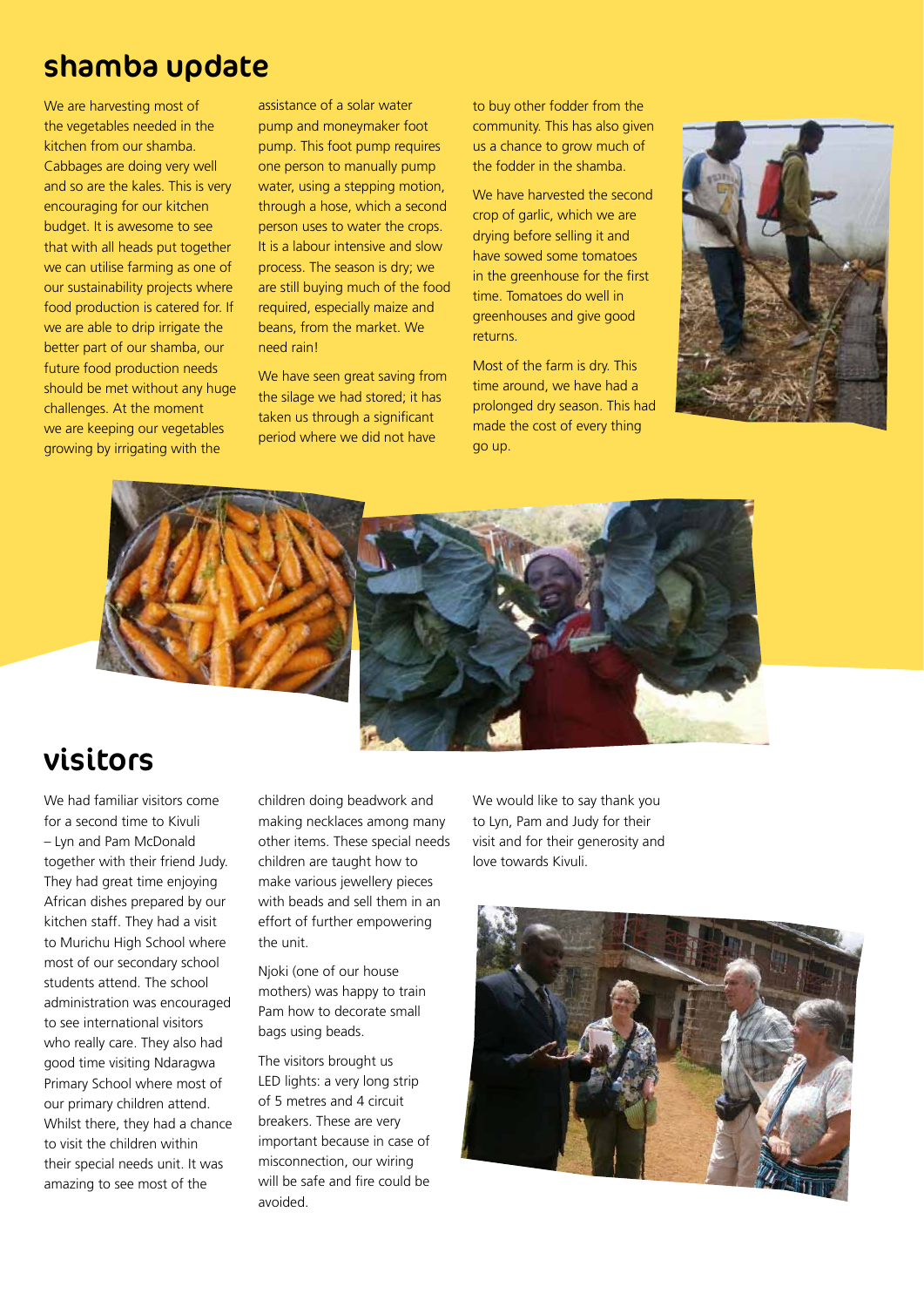## shamba update

We are harvesting most of the vegetables needed in the kitchen from our shamba. Cabbages are doing very well and so are the kales. This is very encouraging for our kitchen budget. It is awesome to see that with all heads put together we can utilise farming as one of our sustainability projects where food production is catered for. If we are able to drip irrigate the better part of our shamba, our future food production needs should be met without any huge challenges. At the moment we are keeping our vegetables growing by irrigating with the assistance of a solar water pump and moneymaker foot pump. This foot pump requires one person to manually pump water, using a stepping motion, through a hose, which a second person uses to water the crops. It is a labour intensive and slow process. The season is dry; we are still buying much of the food required, especially maize and beans, from the market. We need rain!

We have seen great saving from the silage we had stored; it has taken us through a significant period where we did not have to buy other fodder from the community. This has also given us a chance to grow much of the fodder in the shamba.

We have harvested the second crop of garlic, which we are drying before selling it and have sowed some tomatoes in the greenhouse for the first time. Tomatoes do well in greenhouses and give good returns.

Most of the farm is dry. This time around, we have had a prolonged dry season. This had made the cost of every thing go up.

## visitors

We had familiar visitors come for a second time to Kivuli – Lyn and Pam McDonald together with their friend Judy. They had great time enjoying African dishes prepared by our kitchen staff. They had a visit to Murichu High School where most of our secondary school students attend. The school administration was encouraged to see international visitors who really care. They also had good time visiting Ndaragwa Primary School where most of our primary children attend. Whilst there, they had a chance to visit the children within their special needs unit. It was amazing to see most of the children doing beadwork and making necklaces among many other items. These special needs children are taught how to make various jewellery pieces with beads and sell them in an effort of further empowering the unit.

Njoki (one of our house mothers) was happy to train Pam how to decorate small bags using beads.

The visitors brought us LED lights: a very long strip of 5 metres and 4 circuit breakers. These are very important because in case of misconnection, our wiring will be safe and fire could be avoided.

We would like to say thank you to Lyn, Pam and Judy for their visit and for their generosity and love towards Kivuli.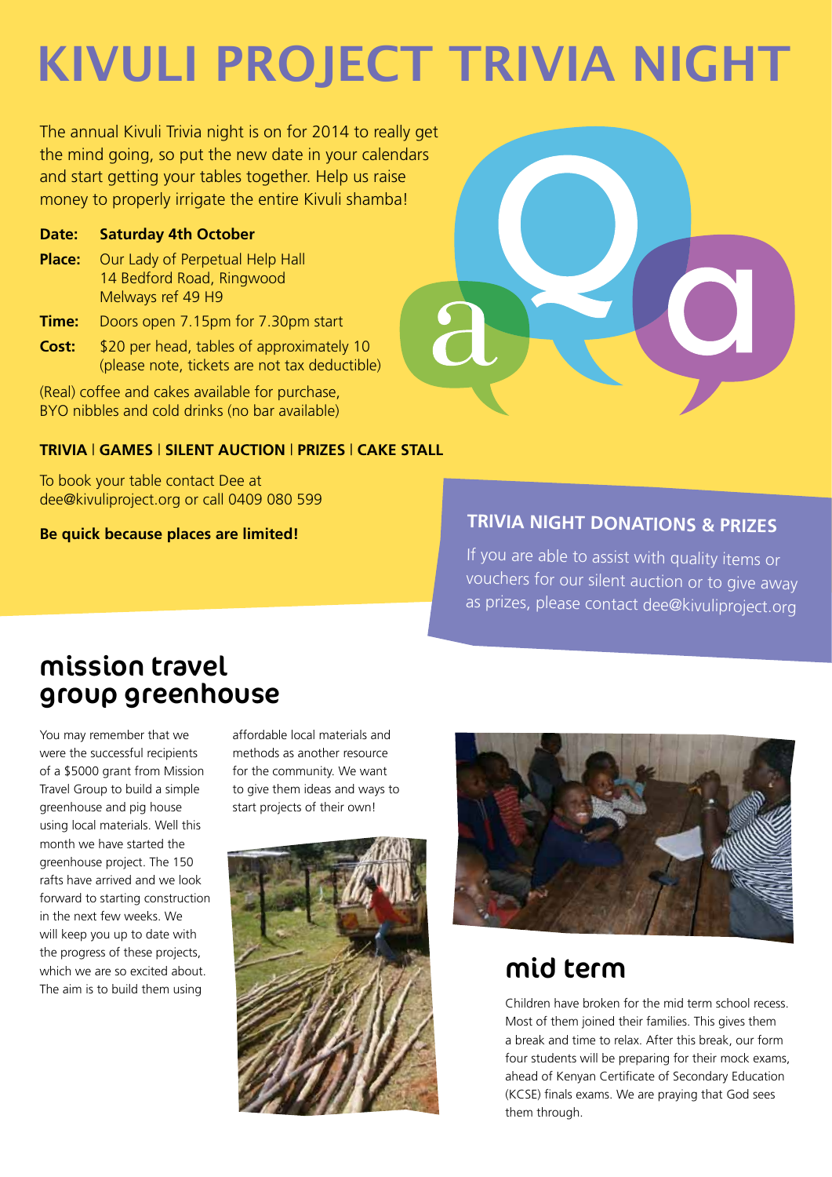# KIVULI PROJECT TRIVIA NIGHT

The annual Kivuli Trivia night is on for 2014 to really get the mind going, so put the new date in your calendars and start getting your tables together. Help us raise money to properly irrigate the entire Kivuli shamba!

**Date:** Saturday 4th October

**Place:** Our Lady of Perpetual Help Hall
14 Bedford Road, Ringwood
Melways ref 49 H9

**Time:** Doors open 7.15pm for 7.30pm start

**Cost:** $20 per head, tables of approximately 10
(please note, tickets are not tax deductible)

(Real) coffee and cakes available for purchase, BYO nibbles and cold drinks (no bar available)

**TRIVIA | GAMES | SILENT AUCTION | PRIZES | CAKE STALL**

To book your table contact Dee at dee@kivuliproject.org or call 0409 080 599

**Be quick because places are limited!**

### TRIVIA NIGHT DONATIONS & PRIZES

If you are able to assist with quality items or vouchers for our silent auction or to give away as prizes, please contact dee@kivuliproject.org

## mission travel group greenhouse

You may remember that we were the successful recipients of a $5000 grant from Mission Travel Group to build a simple greenhouse and pig house using local materials. Well this month we have started the greenhouse project. The 150 rafts have arrived and we look forward to starting construction in the next few weeks. We will keep you up to date with the progress of these projects, which we are so excited about. The aim is to build them using affordable local materials and methods as another resource for the community. We want to give them ideas and ways to start projects of their own!

## mid term

Children have broken for the mid term school recess. Most of them joined their families. This gives them a break and time to relax. After this break, our form four students will be preparing for their mock exams, ahead of Kenyan Certificate of Secondary Education (KCSE) finals exams. We are praying that God sees them through.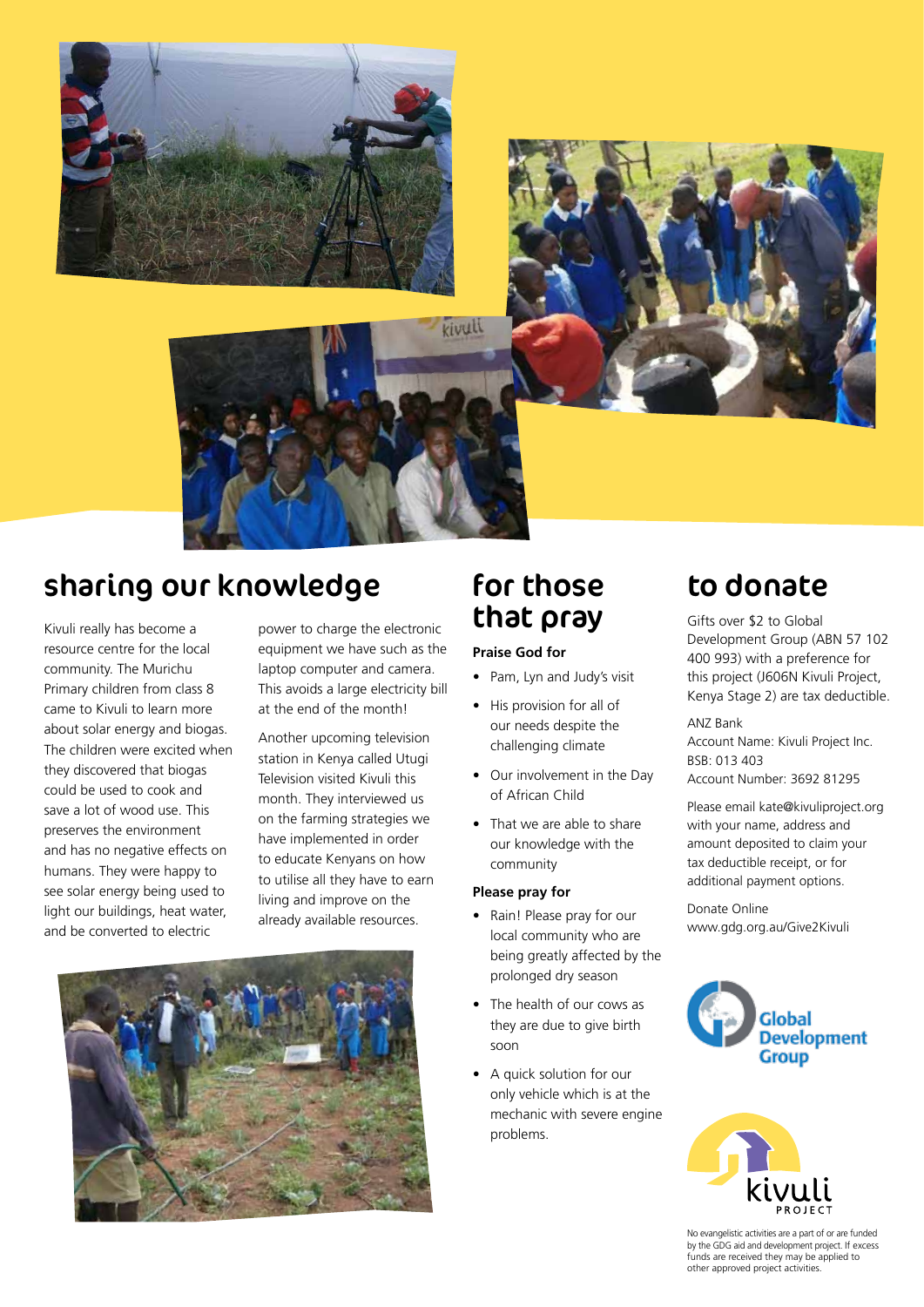## sharing our knowledge

Kivuli really has become a resource centre for the local community. The Murichu Primary children from class 8 came to Kivuli to learn more about solar energy and biogas. The children were excited when they discovered that biogas could be used to cook and save a lot of wood use. This preserves the environment and has no negative effects on humans. They were happy to see solar energy being used to light our buildings, heat water, and be converted to electric power to charge the electronic equipment we have such as the laptop computer and camera. This avoids a large electricity bill at the end of the month!

Another upcoming television station in Kenya called Utugi Television visited Kivuli this month. They interviewed us on the farming strategies we have implemented in order to educate Kenyans on how to utilise all they have to earn living and improve on the already available resources.

## for those that pray

**Praise God for**

- Pam, Lyn and Judy's visit
- His provision for all of our needs despite the challenging climate
- Our involvement in the Day of African Child
- That we are able to share our knowledge with the community

**Please pray for**

- Rain! Please pray for our local community who are being greatly affected by the prolonged dry season
- The health of our cows as they are due to give birth soon
- A quick solution for our only vehicle which is at the mechanic with severe engine problems.

## to donate

Gifts over $2 to Global Development Group (ABN 57 102 400 993) with a preference for this project (J606N Kivuli Project, Kenya Stage 2) are tax deductible.

ANZ Bank
Account Name: Kivuli Project Inc.
BSB: 013 403
Account Number: 3692 81295

Please email kate@kivuliproject.org with your name, address and amount deposited to claim your tax deductible receipt, or for additional payment options.

Donate Online
www.gdg.org.au/Give2Kivuli

Global Development Group

kivuli PROJECT

No evangelistic activities are a part of or are funded by the GDG aid and development project. If excess funds are received they may be applied to other approved project activities.